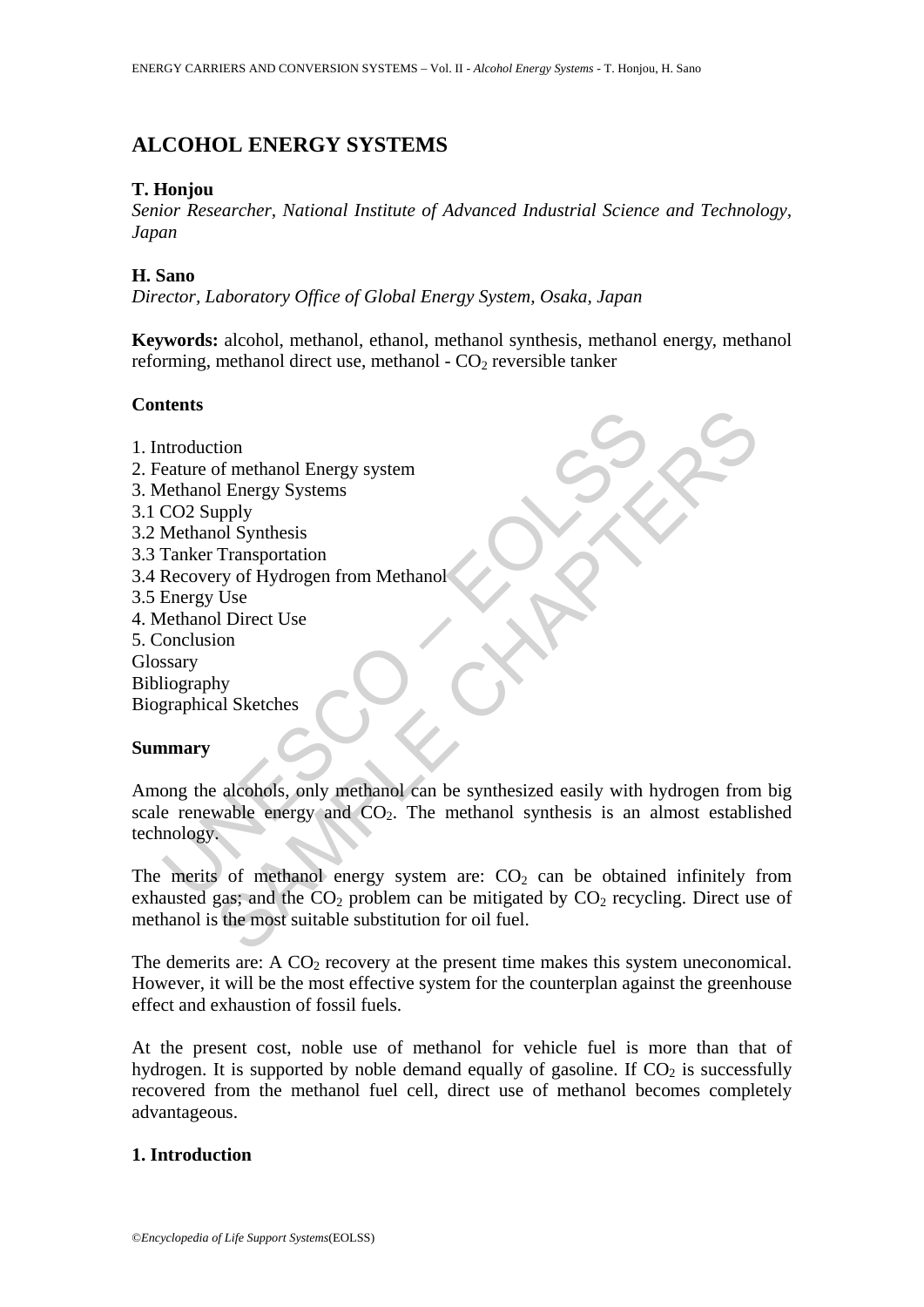# ALCOHOL ENERGY SYSTEMS

**T. Honjou**
*Senior Researcher, National Institute of Advanced Industrial Science and Technology, Japan*

**H. Sano**
*Director, Laboratory Office of Global Energy System, Osaka, Japan*

**Keywords:** alcohol, methanol, ethanol, methanol synthesis, methanol energy, methanol reforming, methanol direct use, methanol - $CO_2$ reversible tanker

## Contents

1. Introduction
2. Feature of methanol Energy system
3. Methanol Energy Systems
3.1 CO2 Supply
3.2 Methanol Synthesis
3.3 Tanker Transportation
3.4 Recovery of Hydrogen from Methanol
3.5 Energy Use
4. Methanol Direct Use
5. Conclusion
Glossary
Bibliography
Biographical Sketches

## Summary

Among the alcohols, only methanol can be synthesized easily with hydrogen from big scale renewable energy and $CO_2$. The methanol synthesis is an almost established technology.

The merits of methanol energy system are: $CO_2$ can be obtained infinitely from exhausted gas; and the $CO_2$ problem can be mitigated by $CO_2$ recycling. Direct use of methanol is the most suitable substitution for oil fuel.

The demerits are: A $CO_2$ recovery at the present time makes this system uneconomical. However, it will be the most effective system for the counterplan against the greenhouse effect and exhaustion of fossil fuels.

At the present cost, noble use of methanol for vehicle fuel is more than that of hydrogen. It is supported by noble demand equally of gasoline. If $CO_2$ is successfully recovered from the methanol fuel cell, direct use of methanol becomes completely advantageous.

## 1. Introduction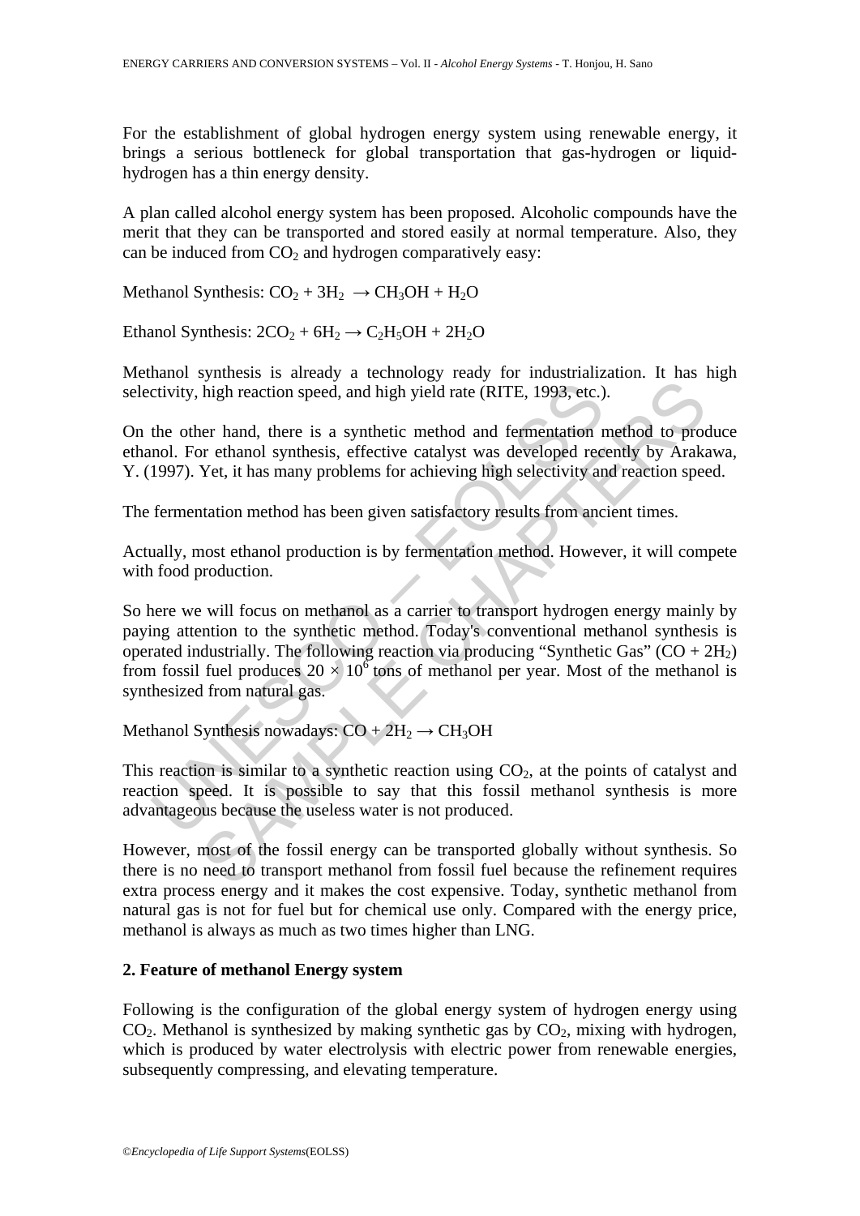For the establishment of global hydrogen energy system using renewable energy, it brings a serious bottleneck for global transportation that gas-hydrogen or liquid-hydrogen has a thin energy density.

A plan called alcohol energy system has been proposed. Alcoholic compounds have the merit that they can be transported and stored easily at normal temperature. Also, they can be induced from $CO_2$ and hydrogen comparatively easy:

Methanol Synthesis: $CO_2 + 3H_2 \rightarrow CH_3OH + H_2O$

Ethanol Synthesis: $2CO_2 + 6H_2 \rightarrow C_2H_5OH + 2H_2O$

Methanol synthesis is already a technology ready for industrialization. It has high selectivity, high reaction speed, and high yield rate (RITE, 1993, etc.).

On the other hand, there is a synthetic method and fermentation method to produce ethanol. For ethanol synthesis, effective catalyst was developed recently by Arakawa, Y. (1997). Yet, it has many problems for achieving high selectivity and reaction speed.

The fermentation method has been given satisfactory results from ancient times.

Actually, most ethanol production is by fermentation method. However, it will compete with food production.

So here we will focus on methanol as a carrier to transport hydrogen energy mainly by paying attention to the synthetic method. Today's conventional methanol synthesis is operated industrially. The following reaction via producing "Synthetic Gas" ($CO + 2H_2$) from fossil fuel produces $20 \times 10^6$ tons of methanol per year. Most of the methanol is synthesized from natural gas.

Methanol Synthesis nowadays: $CO + 2H_2 \rightarrow CH_3OH$

This reaction is similar to a synthetic reaction using $CO_2$, at the points of catalyst and reaction speed. It is possible to say that this fossil methanol synthesis is more advantageous because the useless water is not produced.

However, most of the fossil energy can be transported globally without synthesis. So there is no need to transport methanol from fossil fuel because the refinement requires extra process energy and it makes the cost expensive. Today, synthetic methanol from natural gas is not for fuel but for chemical use only. Compared with the energy price, methanol is always as much as two times higher than LNG.

## 2. Feature of methanol Energy system

Following is the configuration of the global energy system of hydrogen energy using $CO_2$. Methanol is synthesized by making synthetic gas by $CO_2$, mixing with hydrogen, which is produced by water electrolysis with electric power from renewable energies, subsequently compressing, and elevating temperature.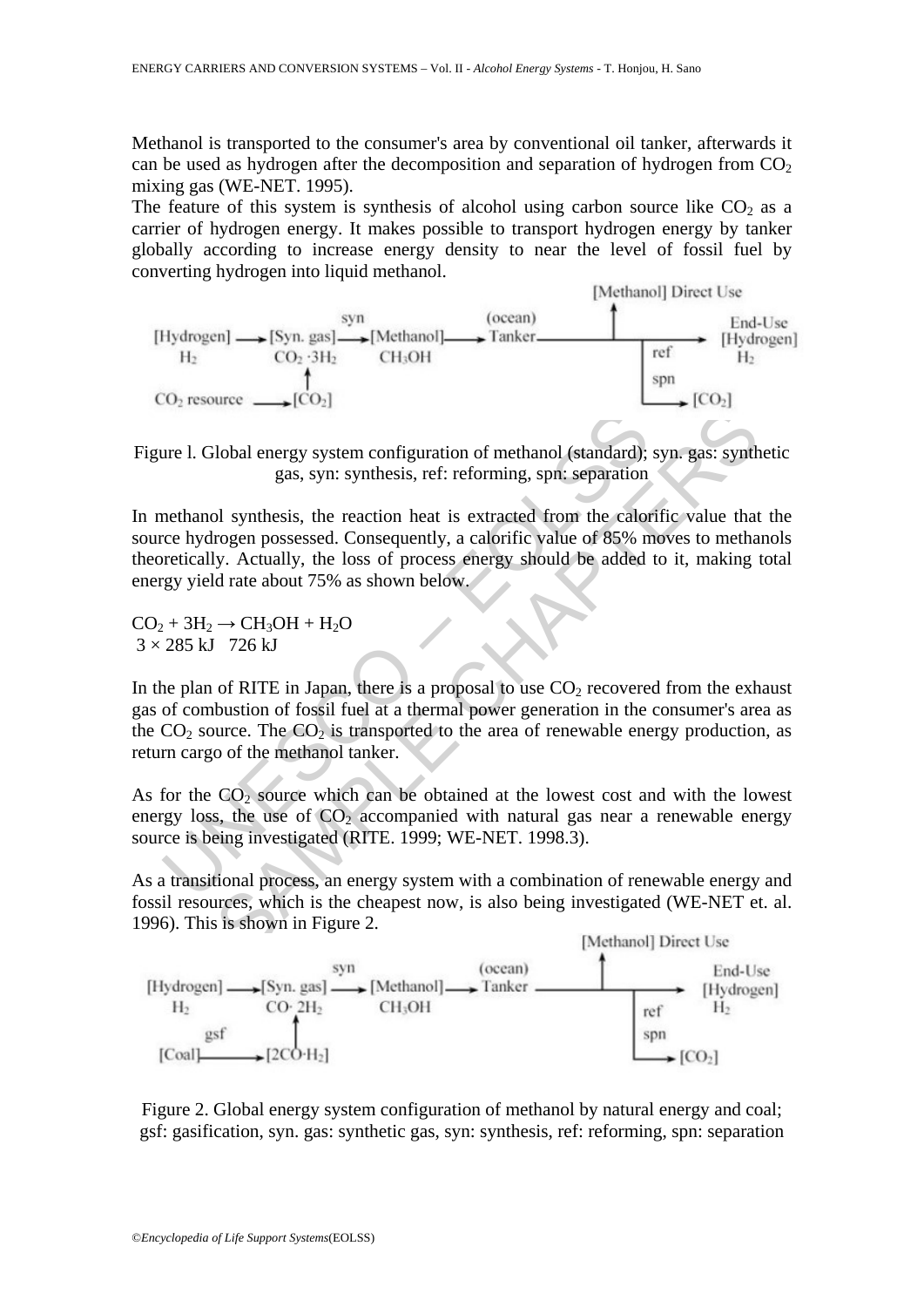Methanol is transported to the consumer's area by conventional oil tanker, afterwards it can be used as hydrogen after the decomposition and separation of hydrogen from $CO_2$ mixing gas (WE-NET. 1995).

The feature of this system is synthesis of alcohol using carbon source like $CO_2$ as a carrier of hydrogen energy. It makes possible to transport hydrogen energy by tanker globally according to increase energy density to near the level of fossil fuel by converting hydrogen into liquid methanol.

Figure l. Global energy system configuration of methanol (standard); syn. gas: synthetic gas, syn: synthesis, ref: reforming, spn: separation

In methanol synthesis, the reaction heat is extracted from the calorific value that the source hydrogen possessed. Consequently, a calorific value of 85% moves to methanols theoretically. Actually, the loss of process energy should be added to it, making total energy yield rate about 75% as shown below.

$$CO_2 + 3H_2 \rightarrow CH_3OH + H_2O$$
$$3 \times 285 \text{ kJ} \quad 726 \text{ kJ}$$

In the plan of RITE in Japan, there is a proposal to use $CO_2$ recovered from the exhaust gas of combustion of fossil fuel at a thermal power generation in the consumer's area as the $CO_2$ source. The $CO_2$ is transported to the area of renewable energy production, as return cargo of the methanol tanker.

As for the $CO_2$ source which can be obtained at the lowest cost and with the lowest energy loss, the use of $CO_2$ accompanied with natural gas near a renewable energy source is being investigated (RITE. 1999; WE-NET. 1998.3).

As a transitional process, an energy system with a combination of renewable energy and fossil resources, which is the cheapest now, is also being investigated (WE-NET et. al. 1996). This is shown in Figure 2.

Figure 2. Global energy system configuration of methanol by natural energy and coal; gsf: gasification, syn. gas: synthetic gas, syn: synthesis, ref: reforming, spn: separation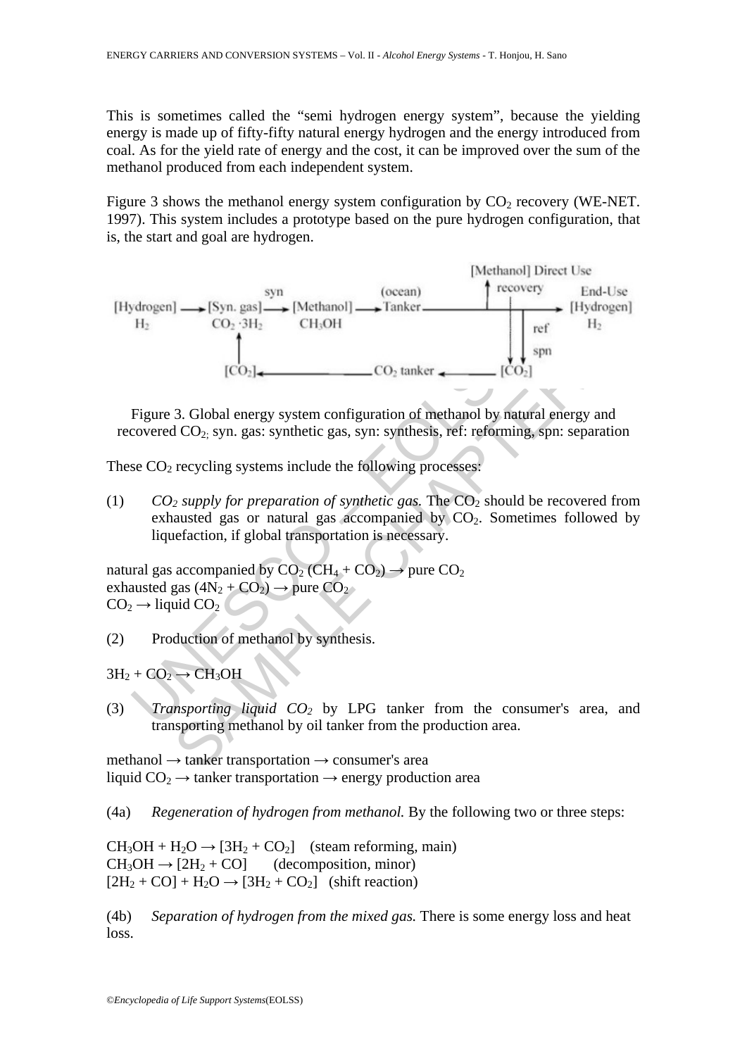This is sometimes called the "semi hydrogen energy system", because the yielding energy is made up of fifty-fifty natural energy hydrogen and the energy introduced from coal. As for the yield rate of energy and the cost, it can be improved over the sum of the methanol produced from each independent system.

Figure 3 shows the methanol energy system configuration by $CO_2$ recovery (WE-NET. 1997). This system includes a prototype based on the pure hydrogen configuration, that is, the start and goal are hydrogen.

Figure 3. Global energy system configuration of methanol by natural energy and recovered $CO_2$; syn. gas: synthetic gas, syn: synthesis, ref: reforming, spn: separation

These $CO_2$ recycling systems include the following processes:

(1) *$CO_2$ supply for preparation of synthetic gas.* The $CO_2$ should be recovered from exhausted gas or natural gas accompanied by $CO_2$. Sometimes followed by liquefaction, if global transportation is necessary.

natural gas accompanied by $CO_2$ ($CH_4 + CO_2$) → pure $CO_2$
exhausted gas ($4N_2 + CO_2$) → pure $CO_2$
$CO_2$ → liquid $CO_2$

(2) Production of methanol by synthesis.

$3H_2 + CO_2 \rightarrow CH_3OH$

(3) *Transporting liquid $CO_2$* by LPG tanker from the consumer's area, and transporting methanol by oil tanker from the production area.

methanol → tanker transportation → consumer's area
liquid $CO_2$ → tanker transportation → energy production area

(4a) *Regeneration of hydrogen from methanol.* By the following two or three steps:

$CH_3OH + H_2O \rightarrow [3H_2 + CO_2]$ (steam reforming, main)
$CH_3OH \rightarrow [2H_2 + CO]$ (decomposition, minor)
$[2H_2 + CO] + H_2O \rightarrow [3H_2 + CO_2]$ (shift reaction)

(4b) *Separation of hydrogen from the mixed gas.* There is some energy loss and heat loss.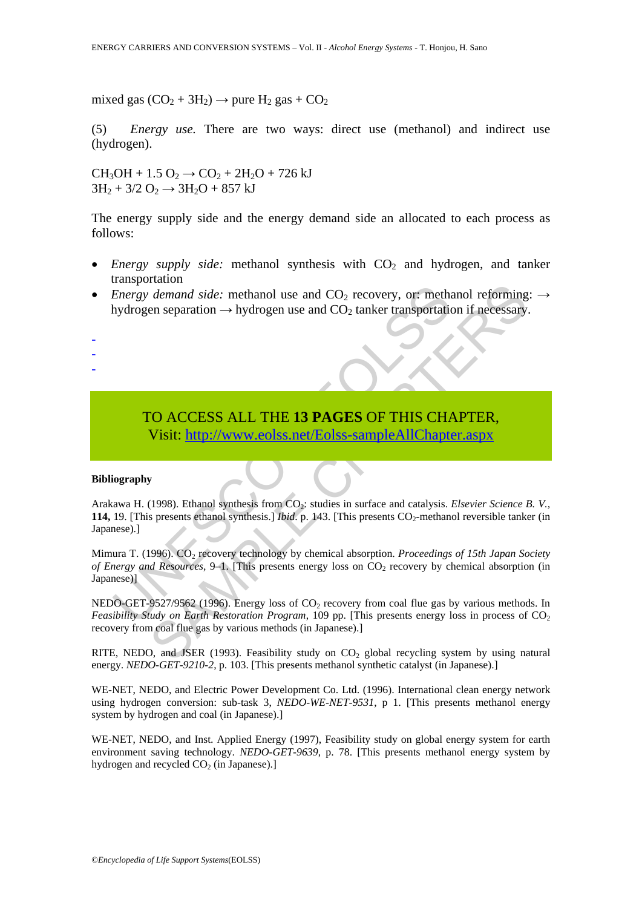mixed gas ($CO_2 + 3H_2$) → pure $H_2$ gas + $CO_2$

(5) *Energy use.* There are two ways: direct use (methanol) and indirect use (hydrogen).

$CH_3OH + 1.5\ O_2 \rightarrow CO_2 + 2H_2O + 726$ kJ
$3H_2 + 3/2\ O_2 \rightarrow 3H_2O + 857$ kJ

The energy supply side and the energy demand side an allocated to each process as follows:

- *Energy supply side:* methanol synthesis with $CO_2$ and hydrogen, and tanker transportation
- *Energy demand side:* methanol use and $CO_2$ recovery, or: methanol reforming: → hydrogen separation → hydrogen use and $CO_2$ tanker transportation if necessary.

-
-
-

TO ACCESS ALL THE **13 PAGES** OF THIS CHAPTER,
Visit: http://www.eolss.net/Eolss-sampleAllChapter.aspx

**Bibliography**

Arakawa H. (1998). Ethanol synthesis from $CO_2$: studies in surface and catalysis. *Elsevier Science B. V.,* **114,** 19. [This presents ethanol synthesis.] *Ibid*. p. 143. [This presents $CO_2$-methanol reversible tanker (in Japanese).]

Mimura T. (1996). $CO_2$ recovery technology by chemical absorption. *Proceedings of 15th Japan Society of Energy and Resources*, 9–1. [This presents energy loss on $CO_2$ recovery by chemical absorption (in Japanese)]

NEDO-GET-9527/9562 (1996). Energy loss of $CO_2$ recovery from coal flue gas by various methods. In *Feasibility Study on Earth Restoration Program*, 109 pp. [This presents energy loss in process of $CO_2$ recovery from coal flue gas by various methods (in Japanese).]

RITE, NEDO, and JSER (1993). Feasibility study on $CO_2$ global recycling system by using natural energy. *NEDO-GET-9210-2*, p. 103. [This presents methanol synthetic catalyst (in Japanese).]

WE-NET, NEDO, and Electric Power Development Co. Ltd. (1996). International clean energy network using hydrogen conversion: sub-task 3, *NEDO-WE-NET-9531*, p 1. [This presents methanol energy system by hydrogen and coal (in Japanese).]

WE-NET, NEDO, and Inst. Applied Energy (1997), Feasibility study on global energy system for earth environment saving technology. *NEDO-GET-9639*, p. 78. [This presents methanol energy system by hydrogen and recycled $CO_2$ (in Japanese).]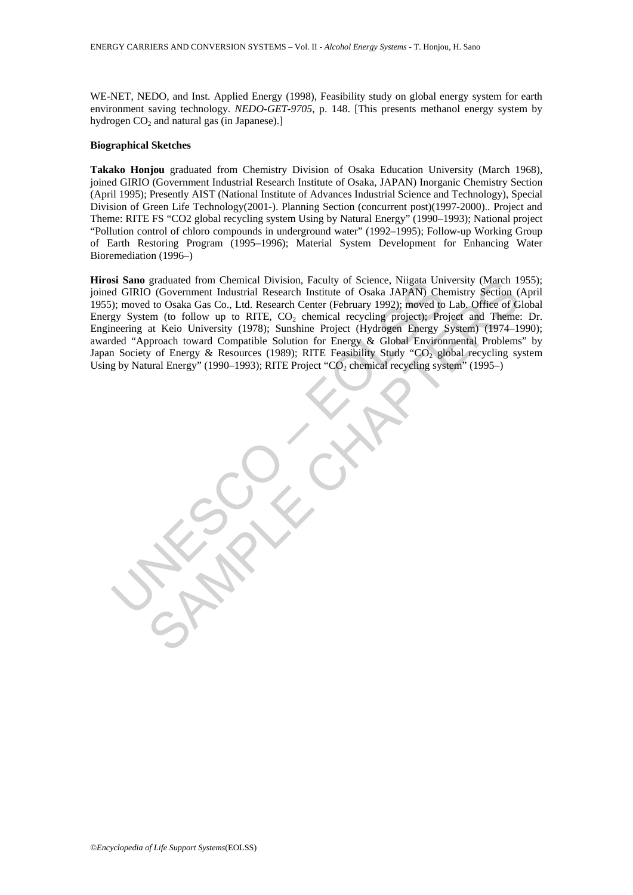WE-NET, NEDO, and Inst. Applied Energy (1998), Feasibility study on global energy system for earth environment saving technology. *NEDO-GET-9705*, p. 148. [This presents methanol energy system by hydrogen $CO_2$ and natural gas (in Japanese).]

**Biographical Sketches**

**Takako Honjou** graduated from Chemistry Division of Osaka Education University (March 1968), joined GIRIO (Government Industrial Research Institute of Osaka, JAPAN) Inorganic Chemistry Section (April 1995); Presently AIST (National Institute of Advances Industrial Science and Technology), Special Division of Green Life Technology(2001-). Planning Section (concurrent post)(1997-2000).. Project and Theme: RITE FS "CO2 global recycling system Using by Natural Energy" (1990–1993); National project "Pollution control of chloro compounds in underground water" (1992–1995); Follow-up Working Group of Earth Restoring Program (1995–1996); Material System Development for Enhancing Water Bioremediation (1996–)

**Hirosi Sano** graduated from Chemical Division, Faculty of Science, Niigata University (March 1955); joined GIRIO (Government Industrial Research Institute of Osaka JAPAN) Chemistry Section (April 1955); moved to Osaka Gas Co., Ltd. Research Center (February 1992); moved to Lab. Office of Global Energy System (to follow up to RITE, $CO_2$ chemical recycling project); Project and Theme: Dr. Engineering at Keio University (1978); Sunshine Project (Hydrogen Energy System) (1974–1990); awarded "Approach toward Compatible Solution for Energy & Global Environmental Problems" by Japan Society of Energy & Resources (1989); RITE Feasibility Study "$CO_2$ global recycling system Using by Natural Energy" (1990–1993); RITE Project "$CO_2$ chemical recycling system" (1995–)